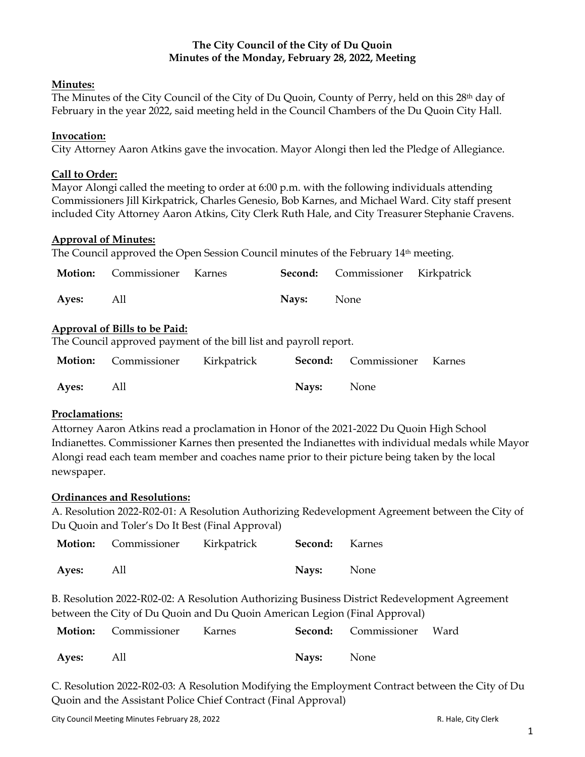**The City Council of the City of Du Quoin**
**Minutes of the Monday, February 28, 2022, Meeting**

**Minutes:**

The Minutes of the City Council of the City of Du Quoin, County of Perry, held on this 28th day of February in the year 2022, said meeting held in the Council Chambers of the Du Quoin City Hall.

**Invocation:**

City Attorney Aaron Atkins gave the invocation. Mayor Alongi then led the Pledge of Allegiance.

**Call to Order:**

Mayor Alongi called the meeting to order at 6:00 p.m. with the following individuals attending Commissioners Jill Kirkpatrick, Charles Genesio, Bob Karnes, and Michael Ward. City staff present included City Attorney Aaron Atkins, City Clerk Ruth Hale, and City Treasurer Stephanie Cravens.

**Approval of Minutes:**

The Council approved the Open Session Council minutes of the February 14th meeting.

| **Motion:** | Commissioner | Karnes | **Second:** | Commissioner | Kirkpatrick |
|---|---|---|---|---|---|
| **Ayes:** | All | | **Nays:** | None | |

**Approval of Bills to be Paid:**

The Council approved payment of the bill list and payroll report.

| **Motion:** | Commissioner | Kirkpatrick | **Second:** | Commissioner | Karnes |
|---|---|---|---|---|---|
| **Ayes:** | All | | **Nays:** | None | |

**Proclamations:**

Attorney Aaron Atkins read a proclamation in Honor of the 2021-2022 Du Quoin High School Indianettes. Commissioner Karnes then presented the Indianettes with individual medals while Mayor Alongi read each team member and coaches name prior to their picture being taken by the local newspaper.

**Ordinances and Resolutions:**

A. Resolution 2022-R02-01: A Resolution Authorizing Redevelopment Agreement between the City of Du Quoin and Toler's Do It Best (Final Approval)

| **Motion:** | Commissioner | Kirkpatrick | **Second:** | Karnes |
|---|---|---|---|---|
| **Ayes:** | All | | **Nays:** | None |

B. Resolution 2022-R02-02: A Resolution Authorizing Business District Redevelopment Agreement between the City of Du Quoin and Du Quoin American Legion (Final Approval)

| **Motion:** | Commissioner | Karnes | **Second:** | Commissioner | Ward |
|---|---|---|---|---|---|
| **Ayes:** | All | | **Nays:** | None | |

C. Resolution 2022-R02-03: A Resolution Modifying the Employment Contract between the City of Du Quoin and the Assistant Police Chief Contract (Final Approval)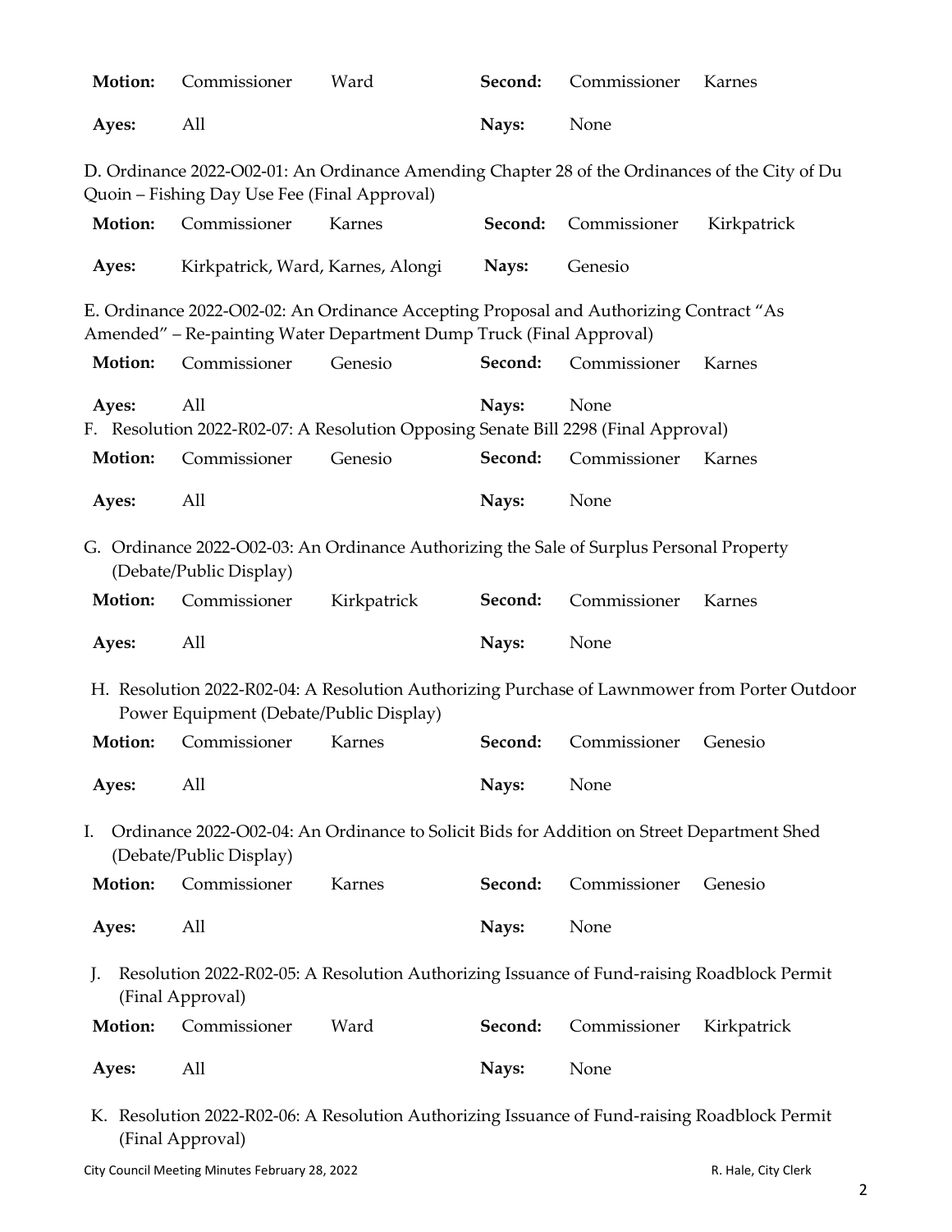| | | | | | |
|---|---|---|---|---|---|
| **Motion:** | Commissioner | Ward | **Second:** | Commissioner | Karnes |
| **Ayes:** | All | | **Nays:** | None | |

D. Ordinance 2022-O02-01: An Ordinance Amending Chapter 28 of the Ordinances of the City of Du Quoin – Fishing Day Use Fee (Final Approval)

| | | | | | |
|---|---|---|---|---|---|
| **Motion:** | Commissioner | Karnes | **Second:** | Commissioner | Kirkpatrick |
| **Ayes:** | Kirkpatrick, Ward, Karnes, Alongi | | **Nays:** | Genesio | |

E. Ordinance 2022-O02-02: An Ordinance Accepting Proposal and Authorizing Contract "As Amended" – Re-painting Water Department Dump Truck (Final Approval)

| | | | | | |
|---|---|---|---|---|---|
| **Motion:** | Commissioner | Genesio | **Second:** | Commissioner | Karnes |
| **Ayes:** | All | | **Nays:** | None | |

F. Resolution 2022-R02-07: A Resolution Opposing Senate Bill 2298 (Final Approval)

| | | | | | |
|---|---|---|---|---|---|
| **Motion:** | Commissioner | Genesio | **Second:** | Commissioner | Karnes |
| **Ayes:** | All | | **Nays:** | None | |

G. Ordinance 2022-O02-03: An Ordinance Authorizing the Sale of Surplus Personal Property (Debate/Public Display)

| | | | | | |
|---|---|---|---|---|---|
| **Motion:** | Commissioner | Kirkpatrick | **Second:** | Commissioner | Karnes |
| **Ayes:** | All | | **Nays:** | None | |

H. Resolution 2022-R02-04: A Resolution Authorizing Purchase of Lawnmower from Porter Outdoor Power Equipment (Debate/Public Display)

| | | | | | |
|---|---|---|---|---|---|
| **Motion:** | Commissioner | Karnes | **Second:** | Commissioner | Genesio |
| **Ayes:** | All | | **Nays:** | None | |

I. Ordinance 2022-O02-04: An Ordinance to Solicit Bids for Addition on Street Department Shed (Debate/Public Display)

| | | | | | |
|---|---|---|---|---|---|
| **Motion:** | Commissioner | Karnes | **Second:** | Commissioner | Genesio |
| **Ayes:** | All | | **Nays:** | None | |

J. Resolution 2022-R02-05: A Resolution Authorizing Issuance of Fund-raising Roadblock Permit (Final Approval)

| | | | | | |
|---|---|---|---|---|---|
| **Motion:** | Commissioner | Ward | **Second:** | Commissioner | Kirkpatrick |
| **Ayes:** | All | | **Nays:** | None | |

K. Resolution 2022-R02-06: A Resolution Authorizing Issuance of Fund-raising Roadblock Permit (Final Approval)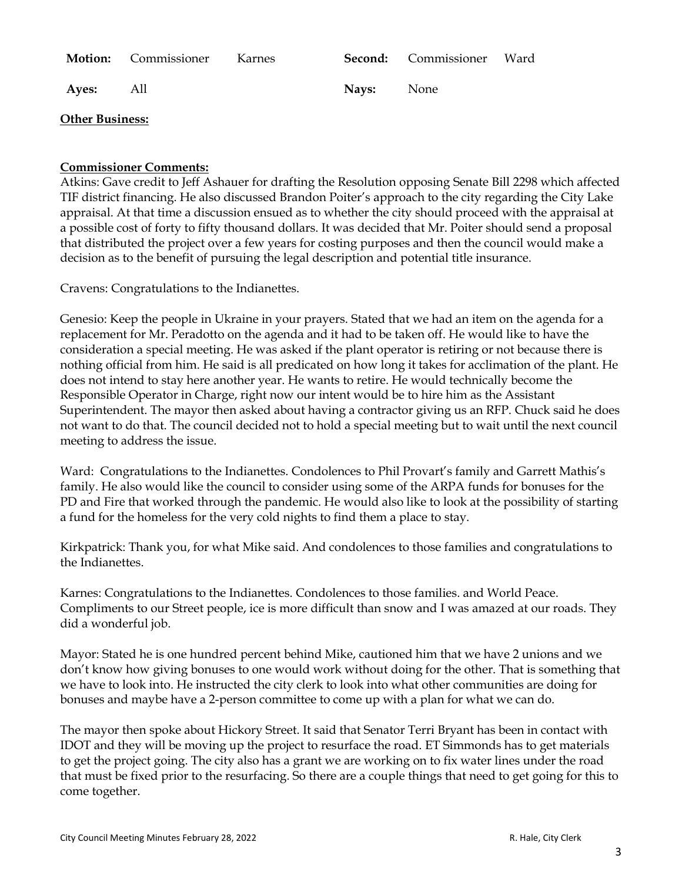| **Motion:** | Commissioner | Karnes | **Second:** | Commissioner | Ward |
|---|---|---|---|---|---|
| **Ayes:** | All | | **Nays:** | None | |

**Other Business:**

**Commissioner Comments:**

Atkins: Gave credit to Jeff Ashauer for drafting the Resolution opposing Senate Bill 2298 which affected TIF district financing. He also discussed Brandon Poiter's approach to the city regarding the City Lake appraisal. At that time a discussion ensued as to whether the city should proceed with the appraisal at a possible cost of forty to fifty thousand dollars. It was decided that Mr. Poiter should send a proposal that distributed the project over a few years for costing purposes and then the council would make a decision as to the benefit of pursuing the legal description and potential title insurance.

Cravens: Congratulations to the Indianettes.

Genesio: Keep the people in Ukraine in your prayers. Stated that we had an item on the agenda for a replacement for Mr. Peradotto on the agenda and it had to be taken off. He would like to have the consideration a special meeting. He was asked if the plant operator is retiring or not because there is nothing official from him. He said is all predicated on how long it takes for acclimation of the plant. He does not intend to stay here another year. He wants to retire. He would technically become the Responsible Operator in Charge, right now our intent would be to hire him as the Assistant Superintendent. The mayor then asked about having a contractor giving us an RFP. Chuck said he does not want to do that. The council decided not to hold a special meeting but to wait until the next council meeting to address the issue.

Ward: Congratulations to the Indianettes. Condolences to Phil Provart's family and Garrett Mathis's family. He also would like the council to consider using some of the ARPA funds for bonuses for the PD and Fire that worked through the pandemic. He would also like to look at the possibility of starting a fund for the homeless for the very cold nights to find them a place to stay.

Kirkpatrick: Thank you, for what Mike said. And condolences to those families and congratulations to the Indianettes.

Karnes: Congratulations to the Indianettes. Condolences to those families. and World Peace. Compliments to our Street people, ice is more difficult than snow and I was amazed at our roads. They did a wonderful job.

Mayor: Stated he is one hundred percent behind Mike, cautioned him that we have 2 unions and we don't know how giving bonuses to one would work without doing for the other. That is something that we have to look into. He instructed the city clerk to look into what other communities are doing for bonuses and maybe have a 2-person committee to come up with a plan for what we can do.

The mayor then spoke about Hickory Street. It said that Senator Terri Bryant has been in contact with IDOT and they will be moving up the project to resurface the road. ET Simmonds has to get materials to get the project going. The city also has a grant we are working on to fix water lines under the road that must be fixed prior to the resurfacing. So there are a couple things that need to get going for this to come together.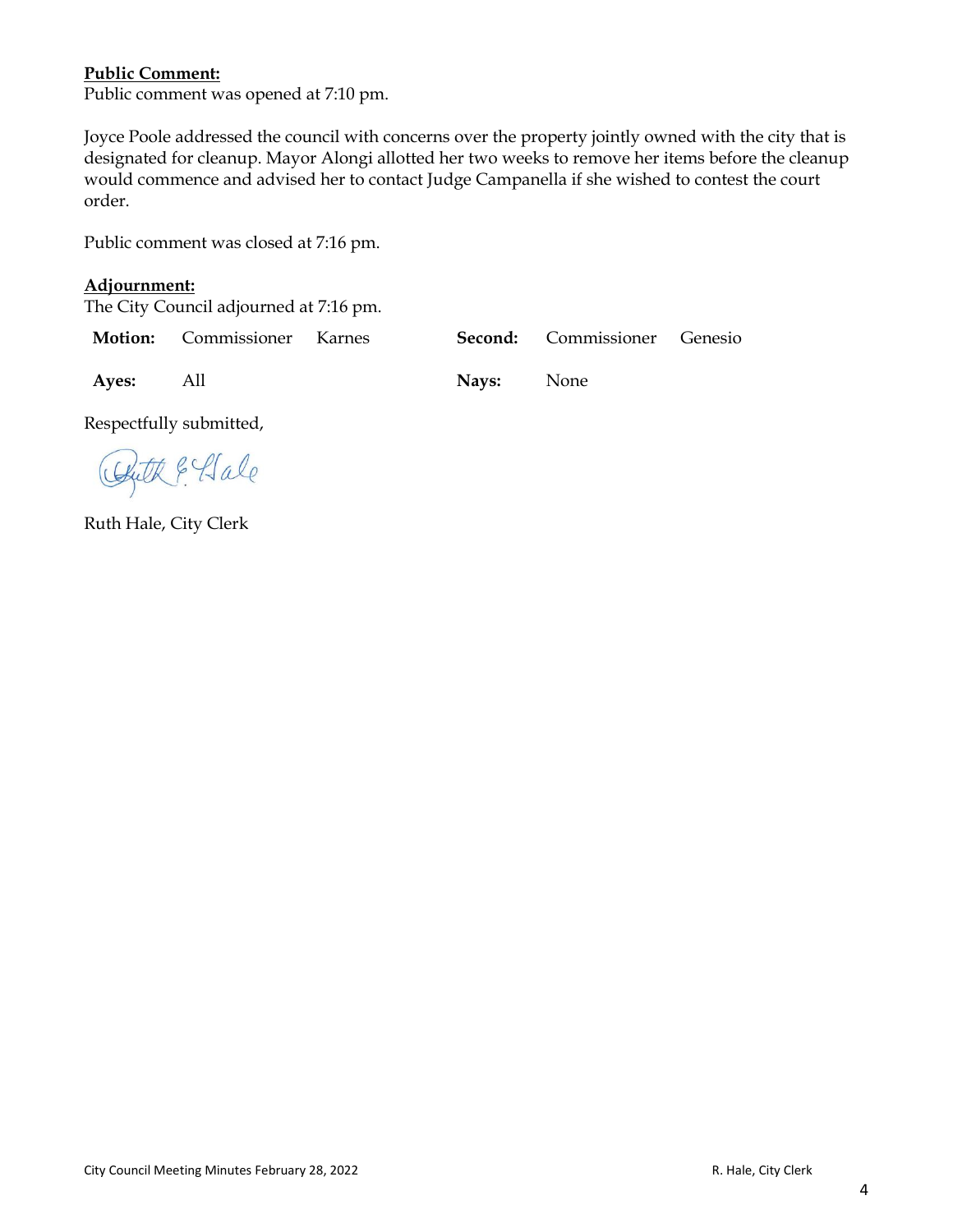**Public Comment:**

Public comment was opened at 7:10 pm.

Joyce Poole addressed the council with concerns over the property jointly owned with the city that is designated for cleanup. Mayor Alongi allotted her two weeks to remove her items before the cleanup would commence and advised her to contact Judge Campanella if she wished to contest the court order.

Public comment was closed at 7:16 pm.

**Adjournment:**

The City Council adjourned at 7:16 pm.

| | | | | | |
|---|---|---|---|---|---|
| **Motion:** | Commissioner | Karnes | **Second:** | Commissioner | Genesio |
| **Ayes:** | All | | **Nays:** | None | |

Respectfully submitted,

Ruth Hale, City Clerk